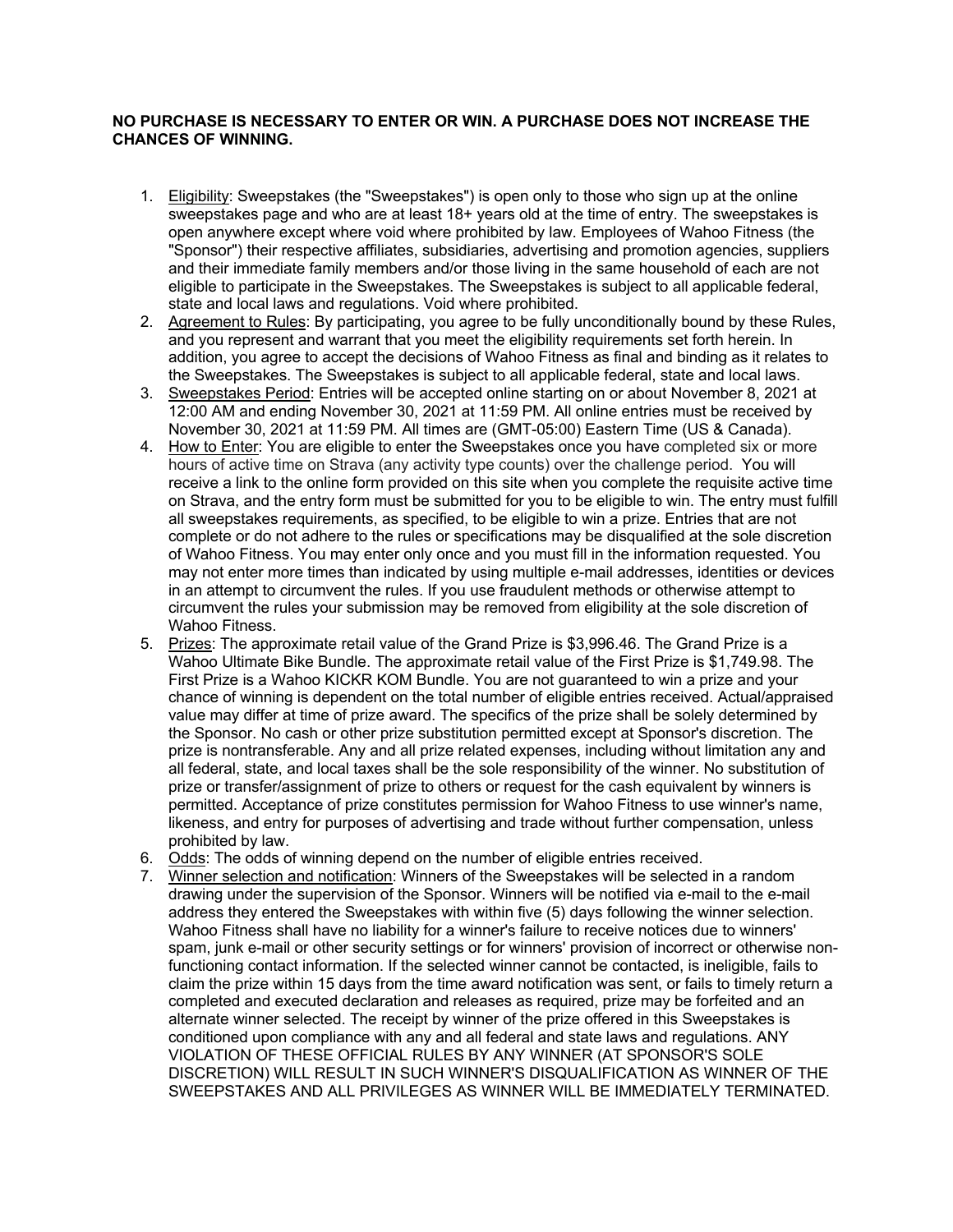**NO PURCHASE IS NECESSARY TO ENTER OR WIN. A PURCHASE DOES NOT INCREASE THE CHANCES OF WINNING.**

1. Eligibility: Sweepstakes (the "Sweepstakes") is open only to those who sign up at the online sweepstakes page and who are at least 18+ years old at the time of entry. The sweepstakes is open anywhere except where void where prohibited by law. Employees of Wahoo Fitness (the "Sponsor") their respective affiliates, subsidiaries, advertising and promotion agencies, suppliers and their immediate family members and/or those living in the same household of each are not eligible to participate in the Sweepstakes. The Sweepstakes is subject to all applicable federal, state and local laws and regulations. Void where prohibited.
2. Agreement to Rules: By participating, you agree to be fully unconditionally bound by these Rules, and you represent and warrant that you meet the eligibility requirements set forth herein. In addition, you agree to accept the decisions of Wahoo Fitness as final and binding as it relates to the Sweepstakes. The Sweepstakes is subject to all applicable federal, state and local laws.
3. Sweepstakes Period: Entries will be accepted online starting on or about November 8, 2021 at 12:00 AM and ending November 30, 2021 at 11:59 PM. All online entries must be received by November 30, 2021 at 11:59 PM. All times are (GMT-05:00) Eastern Time (US & Canada).
4. How to Enter: You are eligible to enter the Sweepstakes once you have completed six or more hours of active time on Strava (any activity type counts) over the challenge period. You will receive a link to the online form provided on this site when you complete the requisite active time on Strava, and the entry form must be submitted for you to be eligible to win. The entry must fulfill all sweepstakes requirements, as specified, to be eligible to win a prize. Entries that are not complete or do not adhere to the rules or specifications may be disqualified at the sole discretion of Wahoo Fitness. You may enter only once and you must fill in the information requested. You may not enter more times than indicated by using multiple e-mail addresses, identities or devices in an attempt to circumvent the rules. If you use fraudulent methods or otherwise attempt to circumvent the rules your submission may be removed from eligibility at the sole discretion of Wahoo Fitness.
5. Prizes: The approximate retail value of the Grand Prize is $3,996.46. The Grand Prize is a Wahoo Ultimate Bike Bundle. The approximate retail value of the First Prize is $1,749.98. The First Prize is a Wahoo KICKR KOM Bundle. You are not guaranteed to win a prize and your chance of winning is dependent on the total number of eligible entries received. Actual/appraised value may differ at time of prize award. The specifics of the prize shall be solely determined by the Sponsor. No cash or other prize substitution permitted except at Sponsor's discretion. The prize is nontransferable. Any and all prize related expenses, including without limitation any and all federal, state, and local taxes shall be the sole responsibility of the winner. No substitution of prize or transfer/assignment of prize to others or request for the cash equivalent by winners is permitted. Acceptance of prize constitutes permission for Wahoo Fitness to use winner's name, likeness, and entry for purposes of advertising and trade without further compensation, unless prohibited by law.
6. Odds: The odds of winning depend on the number of eligible entries received.
7. Winner selection and notification: Winners of the Sweepstakes will be selected in a random drawing under the supervision of the Sponsor. Winners will be notified via e-mail to the e-mail address they entered the Sweepstakes with within five (5) days following the winner selection. Wahoo Fitness shall have no liability for a winner's failure to receive notices due to winners' spam, junk e-mail or other security settings or for winners' provision of incorrect or otherwise non-functioning contact information. If the selected winner cannot be contacted, is ineligible, fails to claim the prize within 15 days from the time award notification was sent, or fails to timely return a completed and executed declaration and releases as required, prize may be forfeited and an alternate winner selected. The receipt by winner of the prize offered in this Sweepstakes is conditioned upon compliance with any and all federal and state laws and regulations. ANY VIOLATION OF THESE OFFICIAL RULES BY ANY WINNER (AT SPONSOR'S SOLE DISCRETION) WILL RESULT IN SUCH WINNER'S DISQUALIFICATION AS WINNER OF THE SWEEPSTAKES AND ALL PRIVILEGES AS WINNER WILL BE IMMEDIATELY TERMINATED.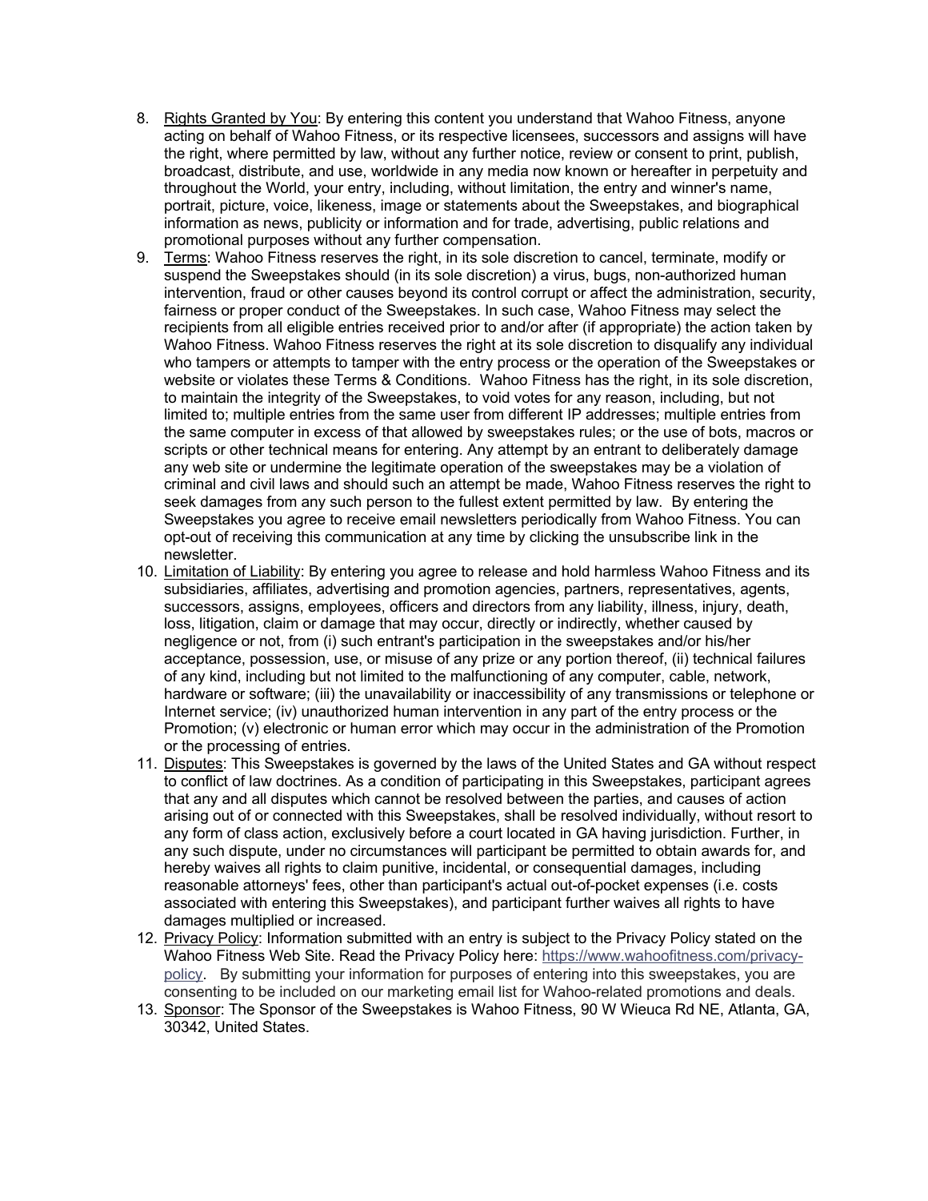8. <u>Rights Granted by You</u>: By entering this content you understand that Wahoo Fitness, anyone acting on behalf of Wahoo Fitness, or its respective licensees, successors and assigns will have the right, where permitted by law, without any further notice, review or consent to print, publish, broadcast, distribute, and use, worldwide in any media now known or hereafter in perpetuity and throughout the World, your entry, including, without limitation, the entry and winner's name, portrait, picture, voice, likeness, image or statements about the Sweepstakes, and biographical information as news, publicity or information and for trade, advertising, public relations and promotional purposes without any further compensation.
9. <u>Terms</u>: Wahoo Fitness reserves the right, in its sole discretion to cancel, terminate, modify or suspend the Sweepstakes should (in its sole discretion) a virus, bugs, non-authorized human intervention, fraud or other causes beyond its control corrupt or affect the administration, security, fairness or proper conduct of the Sweepstakes. In such case, Wahoo Fitness may select the recipients from all eligible entries received prior to and/or after (if appropriate) the action taken by Wahoo Fitness. Wahoo Fitness reserves the right at its sole discretion to disqualify any individual who tampers or attempts to tamper with the entry process or the operation of the Sweepstakes or website or violates these Terms & Conditions. Wahoo Fitness has the right, in its sole discretion, to maintain the integrity of the Sweepstakes, to void votes for any reason, including, but not limited to; multiple entries from the same user from different IP addresses; multiple entries from the same computer in excess of that allowed by sweepstakes rules; or the use of bots, macros or scripts or other technical means for entering. Any attempt by an entrant to deliberately damage any web site or undermine the legitimate operation of the sweepstakes may be a violation of criminal and civil laws and should such an attempt be made, Wahoo Fitness reserves the right to seek damages from any such person to the fullest extent permitted by law. By entering the Sweepstakes you agree to receive email newsletters periodically from Wahoo Fitness. You can opt-out of receiving this communication at any time by clicking the unsubscribe link in the newsletter.
10. <u>Limitation of Liability</u>: By entering you agree to release and hold harmless Wahoo Fitness and its subsidiaries, affiliates, advertising and promotion agencies, partners, representatives, agents, successors, assigns, employees, officers and directors from any liability, illness, injury, death, loss, litigation, claim or damage that may occur, directly or indirectly, whether caused by negligence or not, from (i) such entrant's participation in the sweepstakes and/or his/her acceptance, possession, use, or misuse of any prize or any portion thereof, (ii) technical failures of any kind, including but not limited to the malfunctioning of any computer, cable, network, hardware or software; (iii) the unavailability or inaccessibility of any transmissions or telephone or Internet service; (iv) unauthorized human intervention in any part of the entry process or the Promotion; (v) electronic or human error which may occur in the administration of the Promotion or the processing of entries.
11. <u>Disputes</u>: This Sweepstakes is governed by the laws of the United States and GA without respect to conflict of law doctrines. As a condition of participating in this Sweepstakes, participant agrees that any and all disputes which cannot be resolved between the parties, and causes of action arising out of or connected with this Sweepstakes, shall be resolved individually, without resort to any form of class action, exclusively before a court located in GA having jurisdiction. Further, in any such dispute, under no circumstances will participant be permitted to obtain awards for, and hereby waives all rights to claim punitive, incidental, or consequential damages, including reasonable attorneys' fees, other than participant's actual out-of-pocket expenses (i.e. costs associated with entering this Sweepstakes), and participant further waives all rights to have damages multiplied or increased.
12. <u>Privacy Policy</u>: Information submitted with an entry is subject to the Privacy Policy stated on the Wahoo Fitness Web Site. Read the Privacy Policy here: https://www.wahoofitness.com/privacy-policy. By submitting your information for purposes of entering into this sweepstakes, you are consenting to be included on our marketing email list for Wahoo-related promotions and deals.
13. <u>Sponsor</u>: The Sponsor of the Sweepstakes is Wahoo Fitness, 90 W Wieuca Rd NE, Atlanta, GA, 30342, United States.